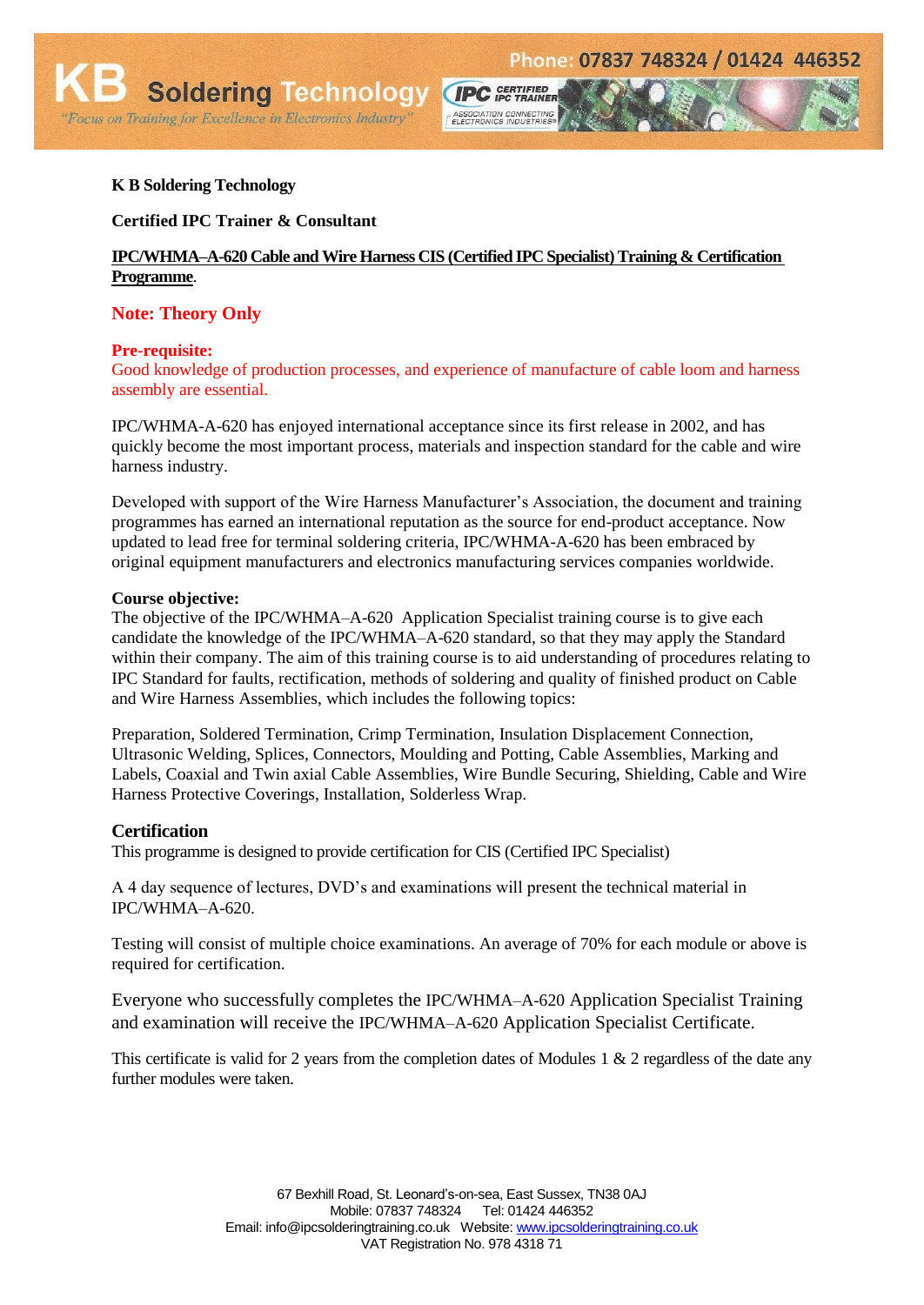**K B Soldering Technology**

**Certified IPC Trainer & Consultant**

**IPC/WHMA–A-620 Cable and Wire Harness CIS (Certified IPC Specialist) Training & Certification Programme**.

**Note: Theory Only**

**Pre-requisite:**
Good knowledge of production processes, and experience of manufacture of cable loom and harness assembly are essential.

IPC/WHMA-A-620 has enjoyed international acceptance since its first release in 2002, and has quickly become the most important process, materials and inspection standard for the cable and wire harness industry.

Developed with support of the Wire Harness Manufacturer's Association, the document and training programmes has earned an international reputation as the source for end-product acceptance. Now updated to lead free for terminal soldering criteria, IPC/WHMA-A-620 has been embraced by original equipment manufacturers and electronics manufacturing services companies worldwide.

**Course objective:**
The objective of the IPC/WHMA–A-620 Application Specialist training course is to give each candidate the knowledge of the IPC/WHMA–A-620 standard, so that they may apply the Standard within their company. The aim of this training course is to aid understanding of procedures relating to IPC Standard for faults, rectification, methods of soldering and quality of finished product on Cable and Wire Harness Assemblies, which includes the following topics:

Preparation, Soldered Termination, Crimp Termination, Insulation Displacement Connection, Ultrasonic Welding, Splices, Connectors, Moulding and Potting, Cable Assemblies, Marking and Labels, Coaxial and Twin axial Cable Assemblies, Wire Bundle Securing, Shielding, Cable and Wire Harness Protective Coverings, Installation, Solderless Wrap.

**Certification**
This programme is designed to provide certification for CIS (Certified IPC Specialist)

A 4 day sequence of lectures, DVD's and examinations will present the technical material in IPC/WHMA–A-620.

Testing will consist of multiple choice examinations. An average of 70% for each module or above is required for certification.

Everyone who successfully completes the IPC/WHMA–A-620 Application Specialist Training and examination will receive the IPC/WHMA–A-620 Application Specialist Certificate.

This certificate is valid for 2 years from the completion dates of Modules 1 & 2 regardless of the date any further modules were taken.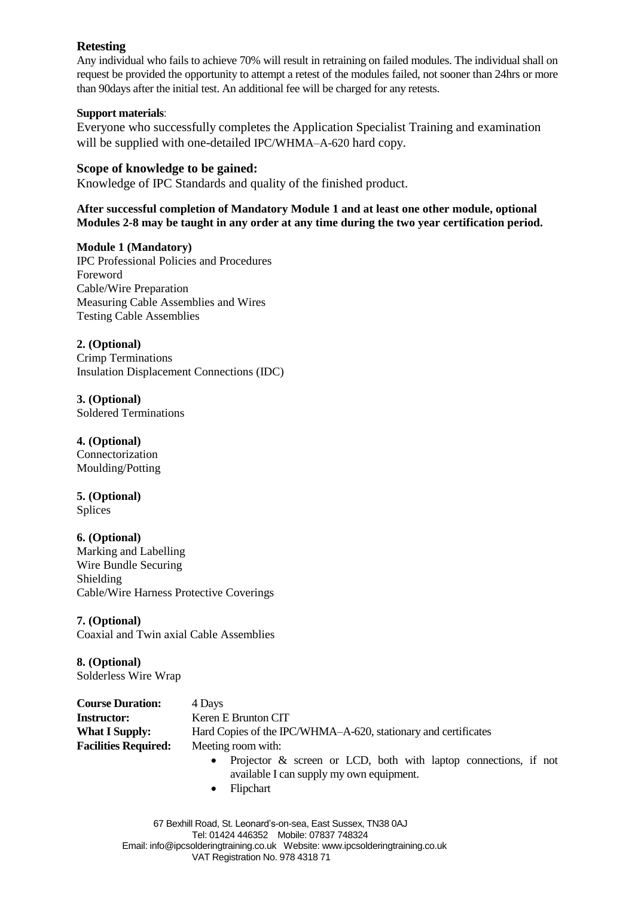## Retesting

Any individual who fails to achieve 70% will result in retraining on failed modules. The individual shall on request be provided the opportunity to attempt a retest of the modules failed, not sooner than 24hrs or more than 90days after the initial test. An additional fee will be charged for any retests.

**Support materials**:

Everyone who successfully completes the Application Specialist Training and examination will be supplied with one-detailed IPC/WHMA–A-620 hard copy.

## Scope of knowledge to be gained:

Knowledge of IPC Standards and quality of the finished product.

**After successful completion of Mandatory Module 1 and at least one other module, optional Modules 2-8 may be taught in any order at any time during the two year certification period.**

**Module 1 (Mandatory)**
IPC Professional Policies and Procedures
Foreword
Cable/Wire Preparation
Measuring Cable Assemblies and Wires
Testing Cable Assemblies

**2. (Optional)**
Crimp Terminations
Insulation Displacement Connections (IDC)

**3. (Optional)**
Soldered Terminations

**4. (Optional)**
Connectorization
Moulding/Potting

**5. (Optional)**
Splices

**6. (Optional)**
Marking and Labelling
Wire Bundle Securing
Shielding
Cable/Wire Harness Protective Coverings

**7. (Optional)**
Coaxial and Twin axial Cable Assemblies

**8. (Optional)**
Solderless Wire Wrap

**Course Duration:** 4 Days
**Instructor:** Keren E Brunton CIT
**What I Supply:** Hard Copies of the IPC/WHMA–A-620, stationary and certificates
**Facilities Required:** Meeting room with:

- Projector & screen or LCD, both with laptop connections, if not available I can supply my own equipment.
- Flipchart

67 Bexhill Road, St. Leonard's-on-sea, East Sussex, TN38 0AJ
Tel: 01424 446352 Mobile: 07837 748324
Email: info@ipcsolderingtraining.co.uk Website: www.ipcsolderingtraining.co.uk
VAT Registration No. 978 4318 71